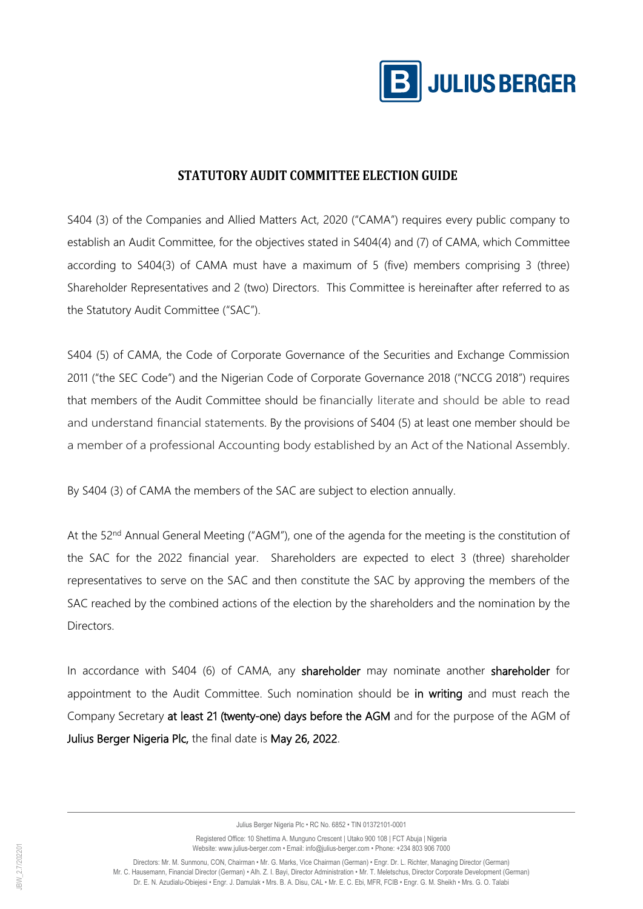## STATUTORY AUDIT COMMITTEE ELECTION GUIDE

S404 (3) of the Companies and Allied Matters Act, 2020 ("CAMA") requires every public company to establish an Audit Committee, for the objectives stated in S404(4) and (7) of CAMA, which Committee according to S404(3) of CAMA must have a maximum of 5 (five) members comprising 3 (three) Shareholder Representatives and 2 (two) Directors. This Committee is hereinafter after referred to as the Statutory Audit Committee ("SAC").

S404 (5) of CAMA, the Code of Corporate Governance of the Securities and Exchange Commission 2011 ("the SEC Code") and the Nigerian Code of Corporate Governance 2018 ("NCCG 2018") requires that members of the Audit Committee should be financially literate and should be able to read and understand financial statements. By the provisions of S404 (5) at least one member should be a member of a professional Accounting body established by an Act of the National Assembly.

By S404 (3) of CAMA the members of the SAC are subject to election annually.

At the 52nd Annual General Meeting ("AGM"), one of the agenda for the meeting is the constitution of the SAC for the 2022 financial year. Shareholders are expected to elect 3 (three) shareholder representatives to serve on the SAC and then constitute the SAC by approving the members of the SAC reached by the combined actions of the election by the shareholders and the nomination by the Directors.

In accordance with S404 (6) of CAMA, any **shareholder** may nominate another **shareholder** for appointment to the Audit Committee. Such nomination should be **in writing** and must reach the Company Secretary **at least 21 (twenty-one) days before the AGM** and for the purpose of the AGM of **Julius Berger Nigeria Plc,** the final date is **May 26, 2022**.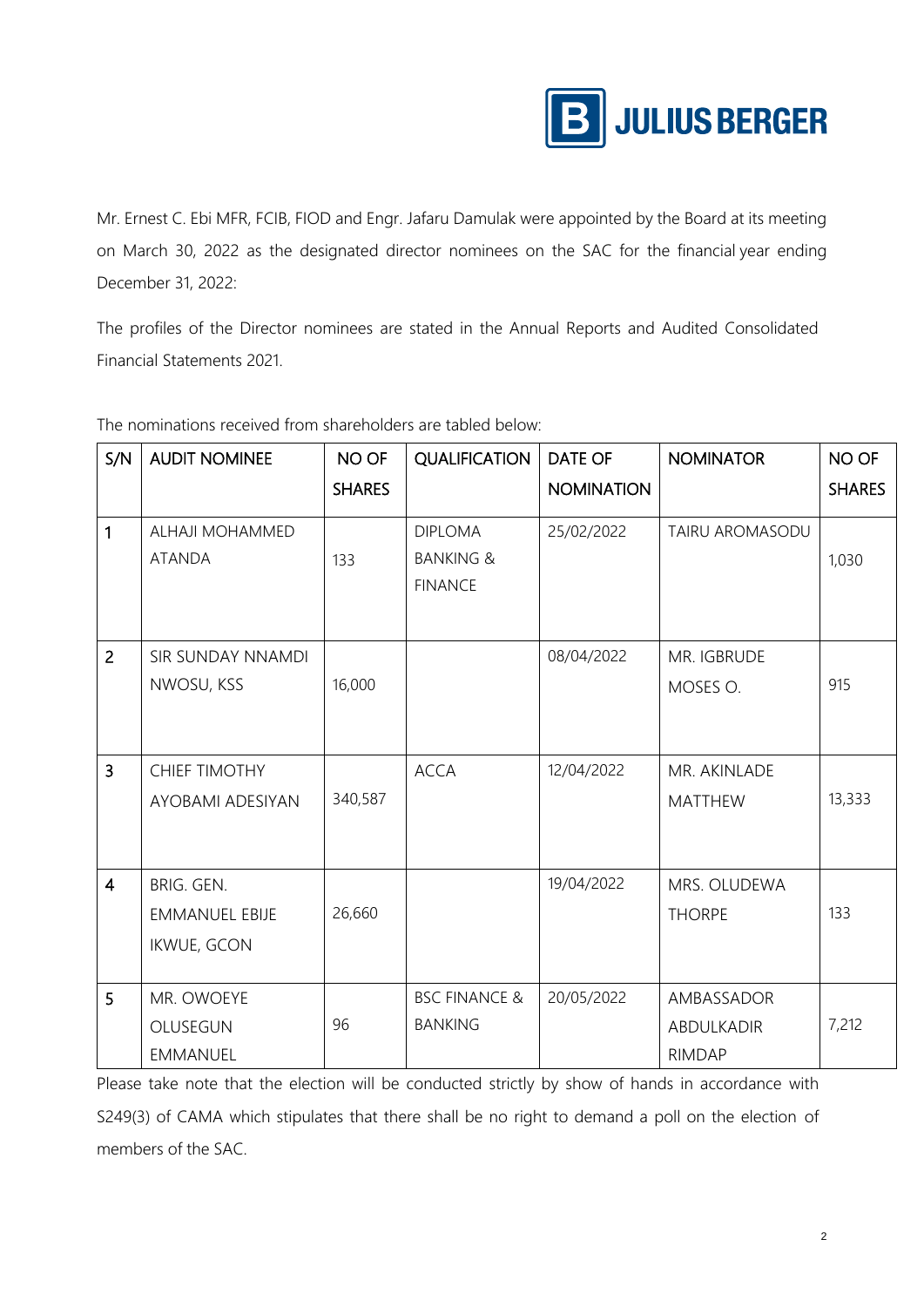Mr. Ernest C. Ebi MFR, FCIB, FIOD and Engr. Jafaru Damulak were appointed by the Board at its meeting on March 30, 2022 as the designated director nominees on the SAC for the financial year ending December 31, 2022:

The profiles of the Director nominees are stated in the Annual Reports and Audited Consolidated Financial Statements 2021.

The nominations received from shareholders are tabled below:

| S/N | AUDIT NOMINEE | NO OF SHARES | QUALIFICATION | DATE OF NOMINATION | NOMINATOR | NO OF SHARES |
|---|---|---|---|---|---|---|
| 1 | ALHAJI MOHAMMED ATANDA | 133 | DIPLOMA BANKING & FINANCE | 25/02/2022 | TAIRU AROMASODU | 1,030 |
| 2 | SIR SUNDAY NNAMDI NWOSU, KSS | 16,000 | | 08/04/2022 | MR. IGBRUDE MOSES O. | 915 |
| 3 | CHIEF TIMOTHY AYOBAMI ADESIYAN | 340,587 | ACCA | 12/04/2022 | MR. AKINLADE MATTHEW | 13,333 |
| 4 | BRIG. GEN. EMMANUEL EBIJE IKWUE, GCON | 26,660 | | 19/04/2022 | MRS. OLUDEWA THORPE | 133 |
| 5 | MR. OWOEYE OLUSEGUN EMMANUEL | 96 | BSC FINANCE & BANKING | 20/05/2022 | AMBASSADOR ABDULKADIR RIMDAP | 7,212 |

Please take note that the election will be conducted strictly by show of hands in accordance with S249(3) of CAMA which stipulates that there shall be no right to demand a poll on the election of members of the SAC.